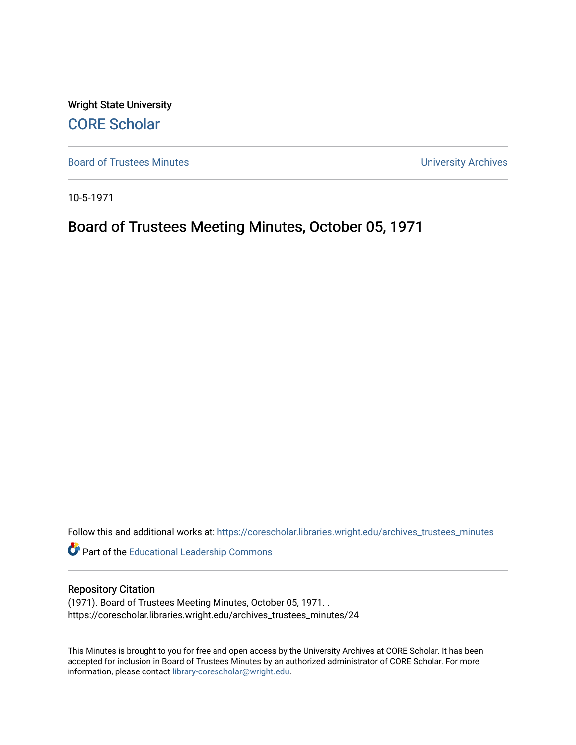Wright State University

CORE Scholar

Board of Trustees Minutes

University Archives

10-5-1971

# Board of Trustees Meeting Minutes, October 05, 1971

Follow this and additional works at: https://corescholar.libraries.wright.edu/archives_trustees_minutes

Part of the Educational Leadership Commons

## Repository Citation

(1971). Board of Trustees Meeting Minutes, October 05, 1971. .
https://corescholar.libraries.wright.edu/archives_trustees_minutes/24

This Minutes is brought to you for free and open access by the University Archives at CORE Scholar. It has been accepted for inclusion in Board of Trustees Minutes by an authorized administrator of CORE Scholar. For more information, please contact library-corescholar@wright.edu.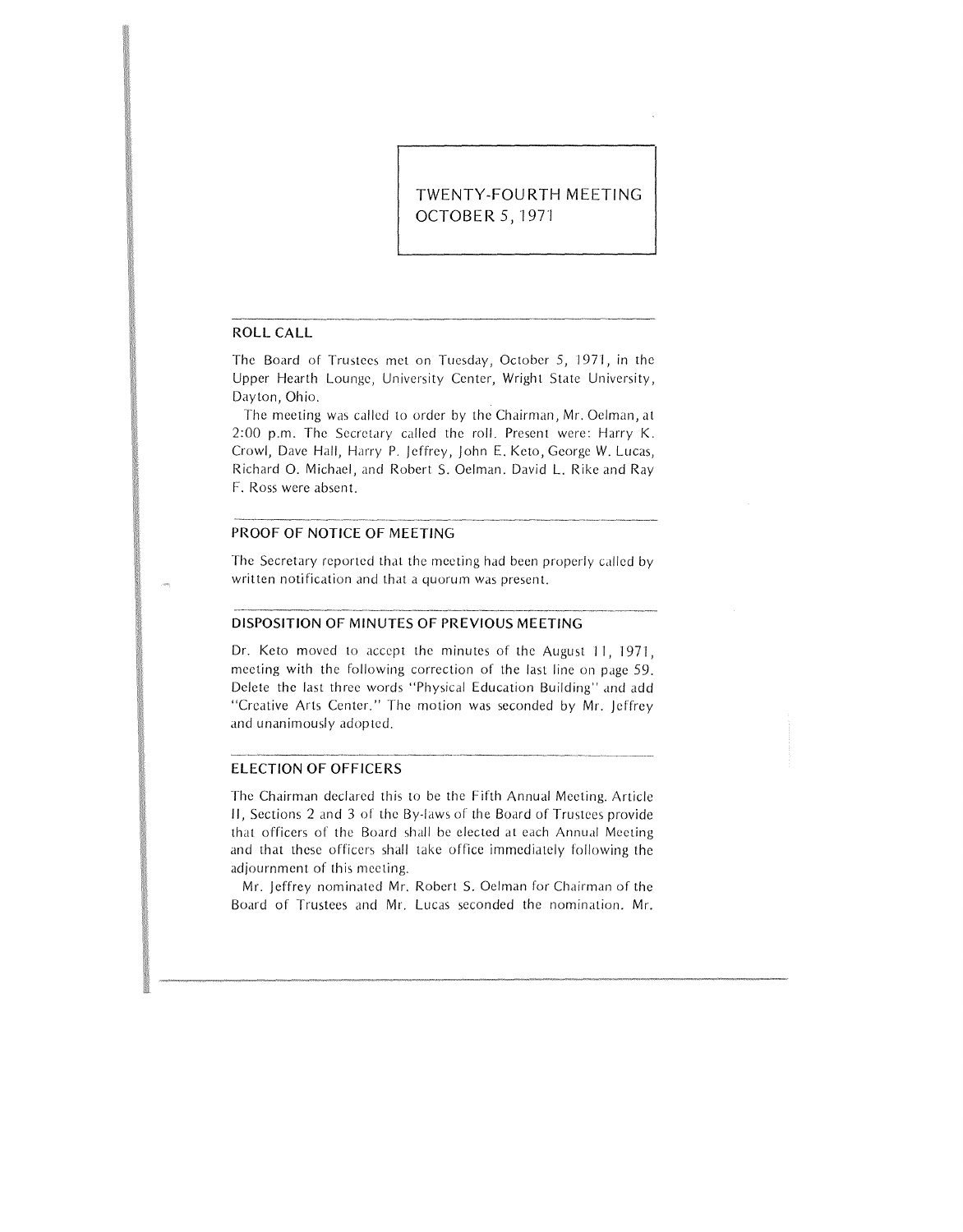# TWENTY-FOURTH MEETING
# OCTOBER 5, 1971

## ROLL CALL

The Board of Trustees met on Tuesday, October 5, 1971, in the Upper Hearth Lounge, University Center, Wright State University, Dayton, Ohio.

The meeting was called to order by the Chairman, Mr. Oelman, at 2:00 p.m. The Secretary called the roll. Present were: Harry K. Crowl, Dave Hall, Harry P. Jeffrey, John E. Keto, George W. Lucas, Richard O. Michael, and Robert S. Oelman. David L. Rike and Ray F. Ross were absent.

## PROOF OF NOTICE OF MEETING

The Secretary reported that the meeting had been properly called by written notification and that a quorum was present.

## DISPOSITION OF MINUTES OF PREVIOUS MEETING

Dr. Keto moved to accept the minutes of the August 11, 1971, meeting with the following correction of the last line on page 59. Delete the last three words "Physical Education Building" and add "Creative Arts Center." The motion was seconded by Mr. Jeffrey and unanimously adopted.

## ELECTION OF OFFICERS

The Chairman declared this to be the Fifth Annual Meeting. Article II, Sections 2 and 3 of the By-laws of the Board of Trustees provide that officers of the Board shall be elected at each Annual Meeting and that these officers shall take office immediately following the adjournment of this meeting.

Mr. Jeffrey nominated Mr. Robert S. Oelman for Chairman of the Board of Trustees and Mr. Lucas seconded the nomination. Mr.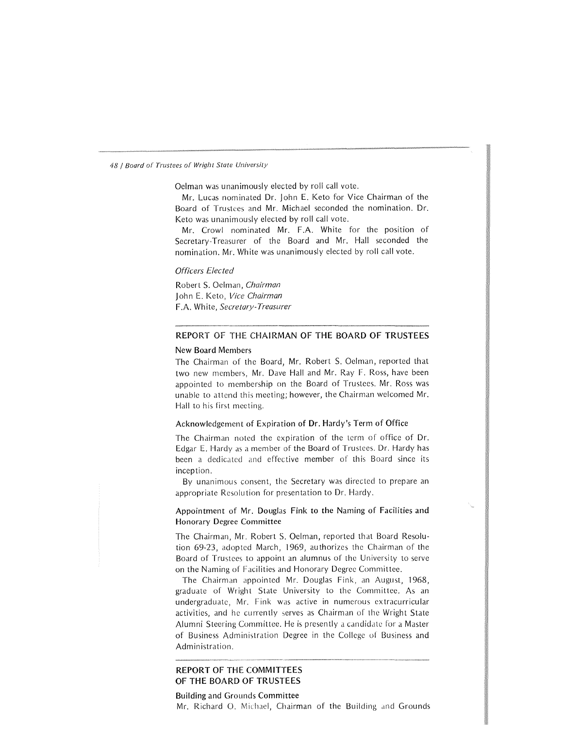Oelman was unanimously elected by roll call vote.

Mr. Lucas nominated Dr. John E. Keto for Vice Chairman of the Board of Trustees and Mr. Michael seconded the nomination. Dr. Keto was unanimously elected by roll call vote.

Mr. Crowl nominated Mr. F.A. White for the position of Secretary-Treasurer of the Board and Mr. Hall seconded the nomination. Mr. White was unanimously elected by roll call vote.

*Officers Elected*

Robert S. Oelman, *Chairman*
John E. Keto, *Vice Chairman*
F.A. White, *Secretary-Treasurer*

## REPORT OF THE CHAIRMAN OF THE BOARD OF TRUSTEES

### New Board Members

The Chairman of the Board, Mr. Robert S. Oelman, reported that two new members, Mr. Dave Hall and Mr. Ray F. Ross, have been appointed to membership on the Board of Trustees. Mr. Ross was unable to attend this meeting; however, the Chairman welcomed Mr. Hall to his first meeting.

### Acknowledgement of Expiration of Dr. Hardy's Term of Office

The Chairman noted the expiration of the term of office of Dr. Edgar E. Hardy as a member of the Board of Trustees. Dr. Hardy has been a dedicated and effective member of this Board since its inception.

By unanimous consent, the Secretary was directed to prepare an appropriate Resolution for presentation to Dr. Hardy.

### Appointment of Mr. Douglas Fink to the Naming of Facilities and Honorary Degree Committee

The Chairman, Mr. Robert S. Oelman, reported that Board Resolution 69-23, adopted March, 1969, authorizes the Chairman of the Board of Trustees to appoint an alumnus of the University to serve on the Naming of Facilities and Honorary Degree Committee.

The Chairman appointed Mr. Douglas Fink, an August, 1968, graduate of Wright State University to the Committee. As an undergraduate, Mr. Fink was active in numerous extracurricular activities, and he currently serves as Chairman of the Wright State Alumni Steering Committee. He is presently a candidate for a Master of Business Administration Degree in the College of Business and Administration.

## REPORT OF THE COMMITTEES OF THE BOARD OF TRUSTEES

### Building and Grounds Committee

Mr. Richard O. Michael, Chairman of the Building and Grounds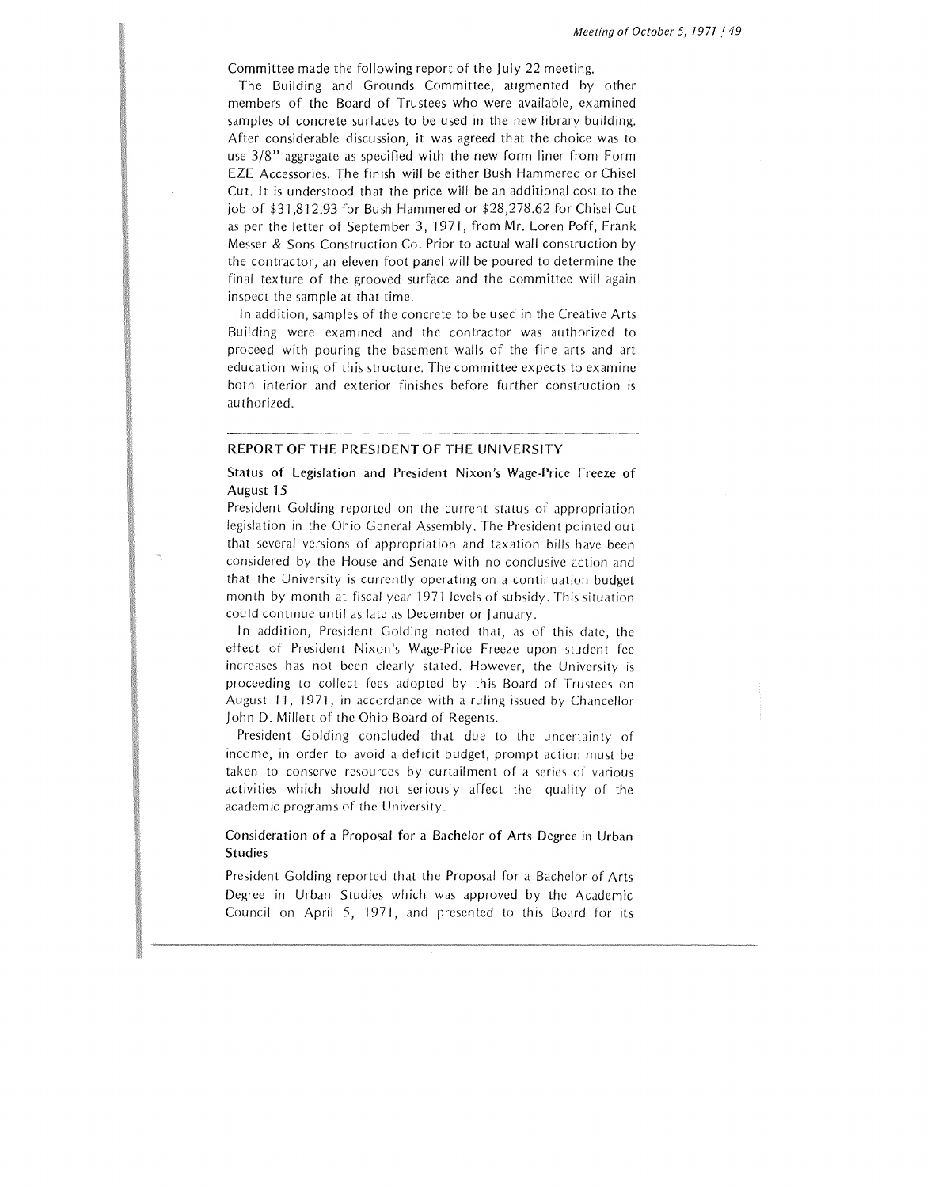Committee made the following report of the July 22 meeting.

The Building and Grounds Committee, augmented by other members of the Board of Trustees who were available, examined samples of concrete surfaces to be used in the new library building. After considerable discussion, it was agreed that the choice was to use 3/8" aggregate as specified with the new form liner from Form EZE Accessories. The finish will be either Bush Hammered or Chisel Cut. It is understood that the price will be an additional cost to the job of $31,812.93 for Bush Hammered or $28,278.62 for Chisel Cut as per the letter of September 3, 1971, from Mr. Loren Poff, Frank Messer & Sons Construction Co. Prior to actual wall construction by the contractor, an eleven foot panel will be poured to determine the final texture of the grooved surface and the committee will again inspect the sample at that time.

In addition, samples of the concrete to be used in the Creative Arts Building were examined and the contractor was authorized to proceed with pouring the basement walls of the fine arts and art education wing of this structure. The committee expects to examine both interior and exterior finishes before further construction is authorized.

## REPORT OF THE PRESIDENT OF THE UNIVERSITY

### Status of Legislation and President Nixon's Wage-Price Freeze of August 15

President Golding reported on the current status of appropriation legislation in the Ohio General Assembly. The President pointed out that several versions of appropriation and taxation bills have been considered by the House and Senate with no conclusive action and that the University is currently operating on a continuation budget month by month at fiscal year 1971 levels of subsidy. This situation could continue until as late as December or January.

In addition, President Golding noted that, as of this date, the effect of President Nixon's Wage-Price Freeze upon student fee increases has not been clearly stated. However, the University is proceeding to collect fees adopted by this Board of Trustees on August 11, 1971, in accordance with a ruling issued by Chancellor John D. Millett of the Ohio Board of Regents.

President Golding concluded that due to the uncertainty of income, in order to avoid a deficit budget, prompt action must be taken to conserve resources by curtailment of a series of various activities which should not seriously affect the quality of the academic programs of the University.

### Consideration of a Proposal for a Bachelor of Arts Degree in Urban Studies

President Golding reported that the Proposal for a Bachelor of Arts Degree in Urban Studies which was approved by the Academic Council on April 5, 1971, and presented to this Board for its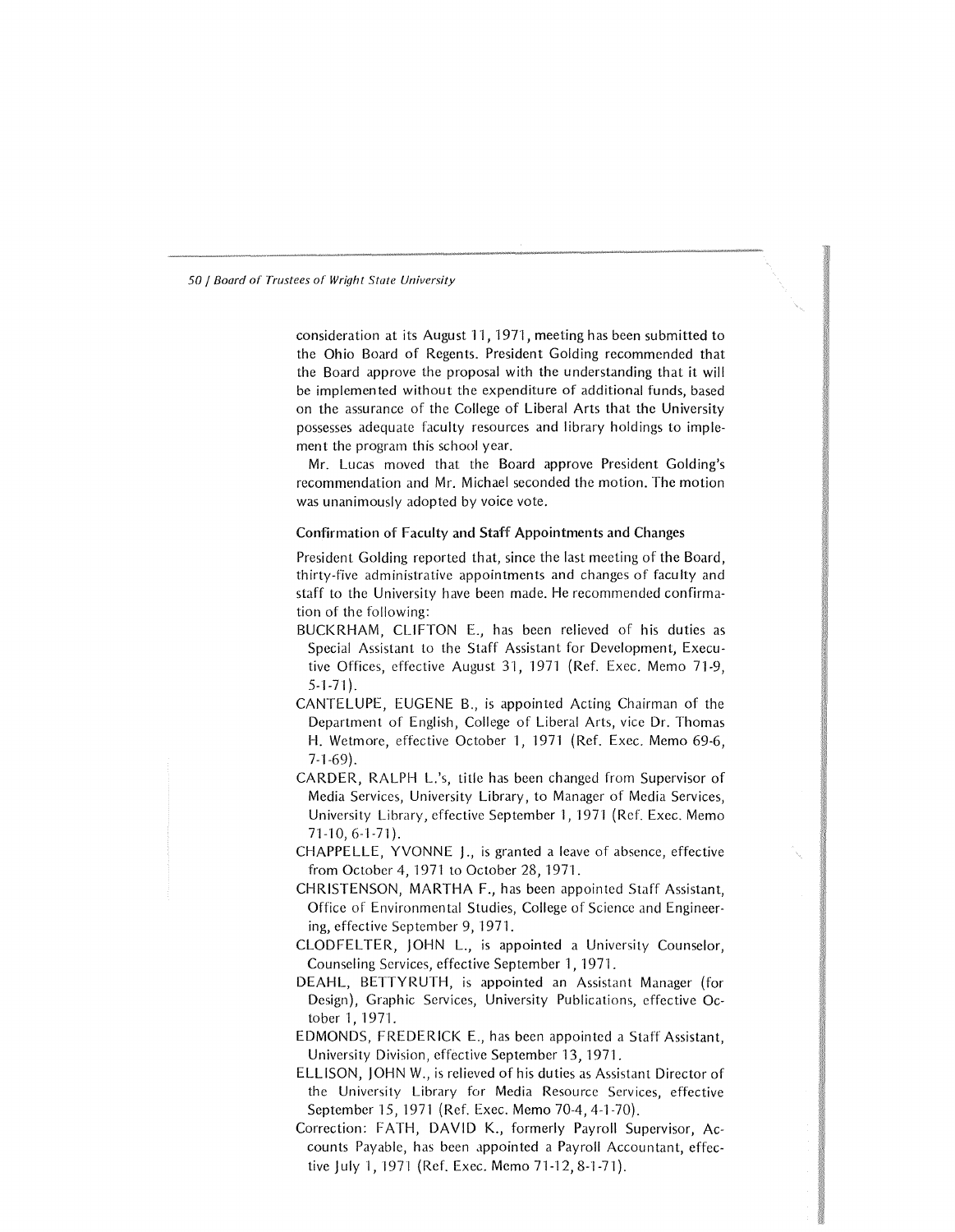consideration at its August 11, 1971, meeting has been submitted to the Ohio Board of Regents. President Golding recommended that the Board approve the proposal with the understanding that it will be implemented without the expenditure of additional funds, based on the assurance of the College of Liberal Arts that the University possesses adequate faculty resources and library holdings to implement the program this school year.

Mr. Lucas moved that the Board approve President Golding's recommendation and Mr. Michael seconded the motion. The motion was unanimously adopted by voice vote.

### Confirmation of Faculty and Staff Appointments and Changes

President Golding reported that, since the last meeting of the Board, thirty-five administrative appointments and changes of faculty and staff to the University have been made. He recommended confirmation of the following:

BUCKRHAM, CLIFTON E., has been relieved of his duties as Special Assistant to the Staff Assistant for Development, Executive Offices, effective August 31, 1971 (Ref. Exec. Memo 71-9, 5-1-71).

CANTELUPE, EUGENE B., is appointed Acting Chairman of the Department of English, College of Liberal Arts, vice Dr. Thomas H. Wetmore, effective October 1, 1971 (Ref. Exec. Memo 69-6, 7-1-69).

CARDER, RALPH L.'s, title has been changed from Supervisor of Media Services, University Library, to Manager of Media Services, University Library, effective September 1, 1971 (Ref. Exec. Memo 71-10, 6-1-71).

CHAPPELLE, YVONNE J., is granted a leave of absence, effective from October 4, 1971 to October 28, 1971.

CHRISTENSON, MARTHA F., has been appointed Staff Assistant, Office of Environmental Studies, College of Science and Engineering, effective September 9, 1971.

CLODFELTER, JOHN L., is appointed a University Counselor, Counseling Services, effective September 1, 1971.

DEAHL, BETTYRUTH, is appointed an Assistant Manager (for Design), Graphic Services, University Publications, effective October 1, 1971.

EDMONDS, FREDERICK E., has been appointed a Staff Assistant, University Division, effective September 13, 1971.

ELLISON, JOHN W., is relieved of his duties as Assistant Director of the University Library for Media Resource Services, effective September 15, 1971 (Ref. Exec. Memo 70-4, 4-1-70).

Correction: FATH, DAVID K., formerly Payroll Supervisor, Accounts Payable, has been appointed a Payroll Accountant, effective July 1, 1971 (Ref. Exec. Memo 71-12, 8-1-71).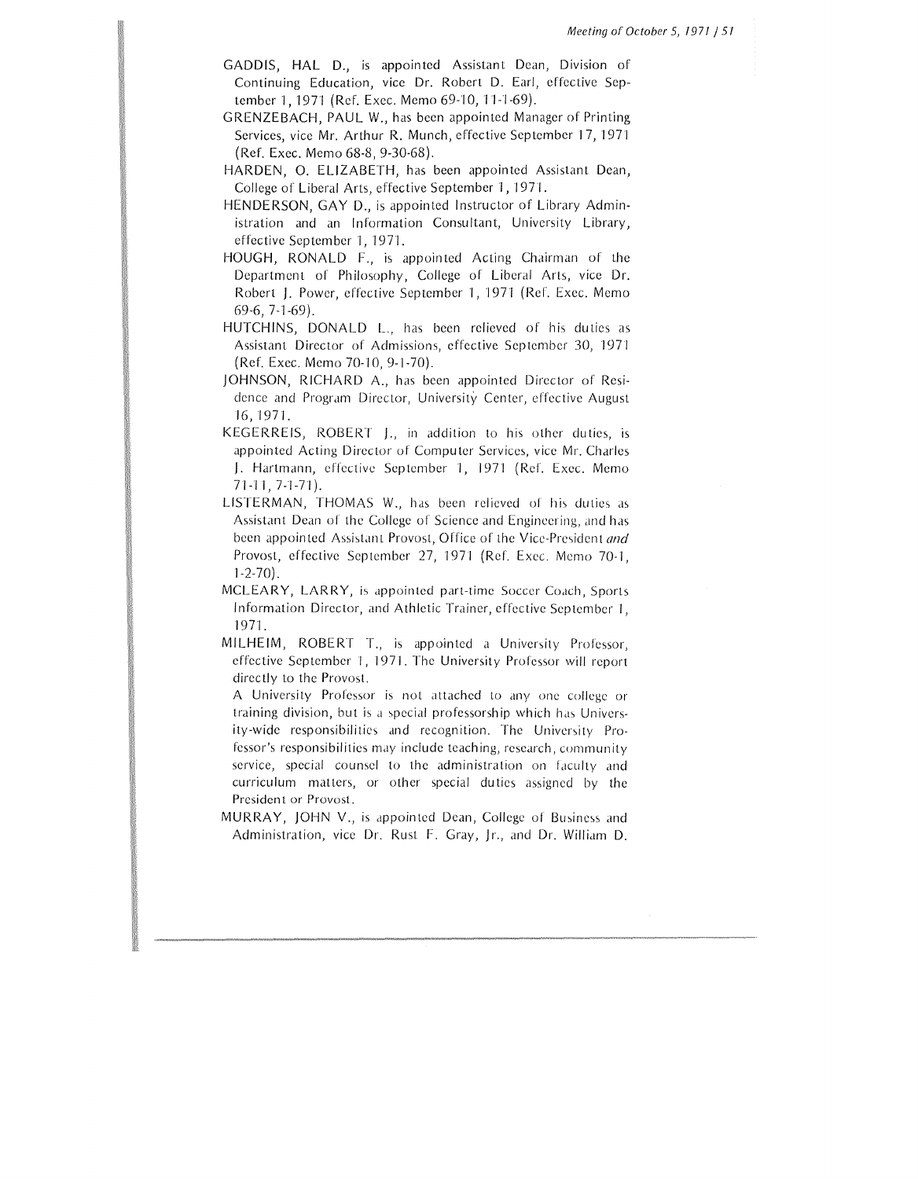GADDIS, HAL D., is appointed Assistant Dean, Division of Continuing Education, vice Dr. Robert D. Earl, effective September 1, 1971 (Ref. Exec. Memo 69-10, 11-1-69).

GRENZEBACH, PAUL W., has been appointed Manager of Printing Services, vice Mr. Arthur R. Munch, effective September 17, 1971 (Ref. Exec. Memo 68-8, 9-30-68).

HARDEN, O. ELIZABETH, has been appointed Assistant Dean, College of Liberal Arts, effective September 1, 1971.

HENDERSON, GAY D., is appointed Instructor of Library Administration and an Information Consultant, University Library, effective September 1, 1971.

HOUGH, RONALD F., is appointed Acting Chairman of the Department of Philosophy, College of Liberal Arts, vice Dr. Robert J. Power, effective September 1, 1971 (Ref. Exec. Memo 69-6, 7-1-69).

HUTCHINS, DONALD L., has been relieved of his duties as Assistant Director of Admissions, effective September 30, 1971 (Ref. Exec. Memo 70-10, 9-1-70).

JOHNSON, RICHARD A., has been appointed Director of Residence and Program Director, University Center, effective August 16, 1971.

KEGERREIS, ROBERT J., in addition to his other duties, is appointed Acting Director of Computer Services, vice Mr. Charles J. Hartmann, effective September 1, 1971 (Ref. Exec. Memo 71-11, 7-1-71).

LISTERMAN, THOMAS W., has been relieved of his duties as Assistant Dean of the College of Science and Engineering, and has been appointed Assistant Provost, Office of the Vice-President *and* Provost, effective September 27, 1971 (Ref. Exec. Memo 70-1, 1-2-70).

MCLEARY, LARRY, is appointed part-time Soccer Coach, Sports Information Director, and Athletic Trainer, effective September 1, 1971.

MILHEIM, ROBERT T., is appointed a University Professor, effective September 1, 1971. The University Professor will report directly to the Provost.

A University Professor is not attached to any one college or training division, but is a special professorship which has University-wide responsibilities and recognition. The University Professor's responsibilities may include teaching, research, community service, special counsel to the administration on faculty and curriculum matters, or other special duties assigned by the President or Provost.

MURRAY, JOHN V., is appointed Dean, College of Business and Administration, vice Dr. Rust F. Gray, Jr., and Dr. William D.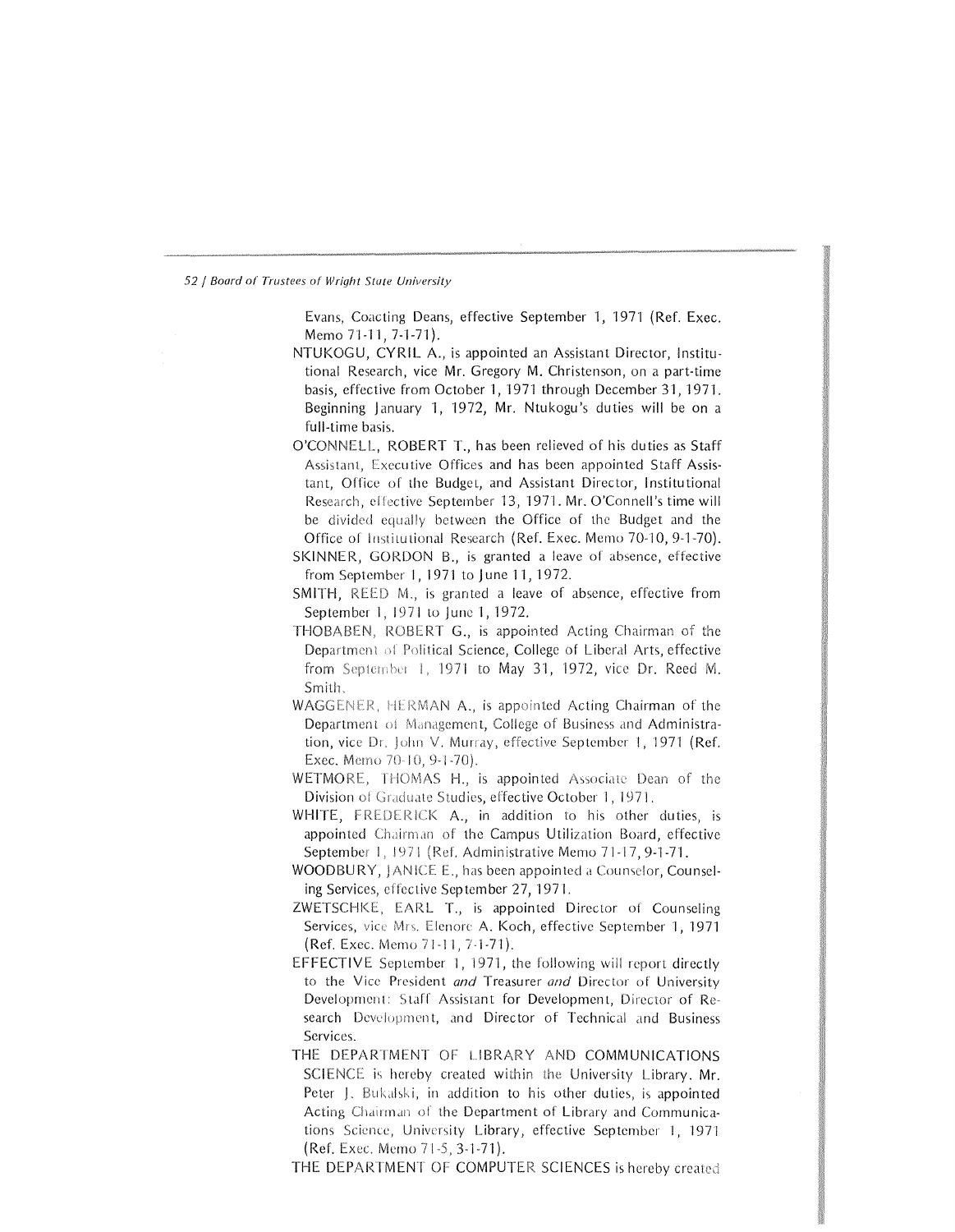Evans, Coacting Deans, effective September 1, 1971 (Ref. Exec. Memo 71-11, 7-1-71).

NTUKOGU, CYRIL A., is appointed an Assistant Director, Institutional Research, vice Mr. Gregory M. Christenson, on a part-time basis, effective from October 1, 1971 through December 31, 1971. Beginning January 1, 1972, Mr. Ntukogu's duties will be on a full-time basis.

O'CONNELL, ROBERT T., has been relieved of his duties as Staff Assistant, Executive Offices and has been appointed Staff Assistant, Office of the Budget, and Assistant Director, Institutional Research, effective September 13, 1971. Mr. O'Connell's time will be divided equally between the Office of the Budget and the Office of Institutional Research (Ref. Exec. Memo 70-10, 9-1-70).

SKINNER, GORDON B., is granted a leave of absence, effective from September 1, 1971 to June 11, 1972.

SMITH, REED M., is granted a leave of absence, effective from September 1, 1971 to June 1, 1972.

THOBABEN, ROBERT G., is appointed Acting Chairman of the Department of Political Science, College of Liberal Arts, effective from September 1, 1971 to May 31, 1972, vice Dr. Reed M. Smith.

WAGGENER, HERMAN A., is appointed Acting Chairman of the Department of Management, College of Business and Administration, vice Dr. John V. Murray, effective September 1, 1971 (Ref. Exec. Memo 70-10, 9-1-70).

WETMORE, THOMAS H., is appointed Associate Dean of the Division of Graduate Studies, effective October 1, 1971.

WHITE, FREDERICK A., in addition to his other duties, is appointed Chairman of the Campus Utilization Board, effective September 1, 1971 (Ref. Administrative Memo 71-17, 9-1-71.

WOODBURY, JANICE E., has been appointed a Counselor, Counseling Services, effective September 27, 1971.

ZWETSCHKE, EARL T., is appointed Director of Counseling Services, vice Mrs. Elenore A. Koch, effective September 1, 1971 (Ref. Exec. Memo 71-11, 7-1-71).

EFFECTIVE September 1, 1971, the following will report directly to the Vice President *and* Treasurer *and* Director of University Development: Staff Assistant for Development, Director of Research Development, and Director of Technical and Business Services.

THE DEPARTMENT OF LIBRARY AND COMMUNICATIONS SCIENCE is hereby created within the University Library. Mr. Peter J. Bukalski, in addition to his other duties, is appointed Acting Chairman of the Department of Library and Communications Science, University Library, effective September 1, 1971 (Ref. Exec. Memo 71-5, 3-1-71).

THE DEPARTMENT OF COMPUTER SCIENCES is hereby created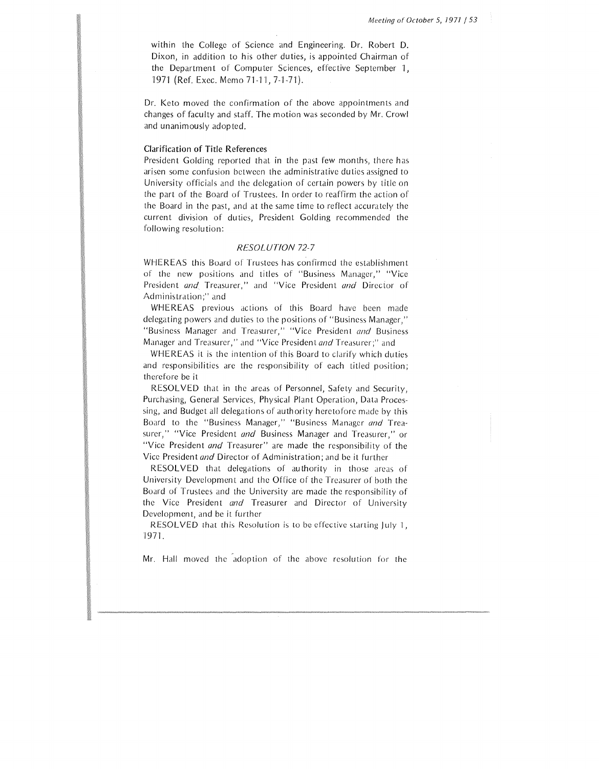within the College of Science and Engineering. Dr. Robert D. Dixon, in addition to his other duties, is appointed Chairman of the Department of Computer Sciences, effective September 1, 1971 (Ref. Exec. Memo 71-11, 7-1-71).

Dr. Keto moved the confirmation of the above appointments and changes of faculty and staff. The motion was seconded by Mr. Crowl and unanimously adopted.

### Clarification of Title References

President Golding reported that in the past few months, there has arisen some confusion between the administrative duties assigned to University officials and the delegation of certain powers by title on the part of the Board of Trustees. In order to reaffirm the action of the Board in the past, and at the same time to reflect accurately the current division of duties, President Golding recommended the following resolution:

*RESOLUTION 72-7*

WHEREAS this Board of Trustees has confirmed the establishment of the new positions and titles of "Business Manager," "Vice President *and* Treasurer," and "Vice President *and* Director of Administration;" and

WHEREAS previous actions of this Board have been made delegating powers and duties to the positions of "Business Manager," "Business Manager and Treasurer," "Vice President *and* Business Manager and Treasurer," and "Vice President *and* Treasurer;" and

WHEREAS it is the intention of this Board to clarify which duties and responsibilities are the responsibility of each titled position; therefore be it

RESOLVED that in the areas of Personnel, Safety and Security, Purchasing, General Services, Physical Plant Operation, Data Processing, and Budget all delegations of authority heretofore made by this Board to the "Business Manager," "Business Manager *and* Treasurer," "Vice President *and* Business Manager and Treasurer," or "Vice President *and* Treasurer" are made the responsibility of the Vice President *and* Director of Administration; and be it further

RESOLVED that delegations of authority in those areas of University Development and the Office of the Treasurer of both the Board of Trustees and the University are made the responsibility of the Vice President *and* Treasurer and Director of University Development, and be it further

RESOLVED that this Resolution is to be effective starting July 1, 1971.

Mr. Hall moved the adoption of the above resolution for the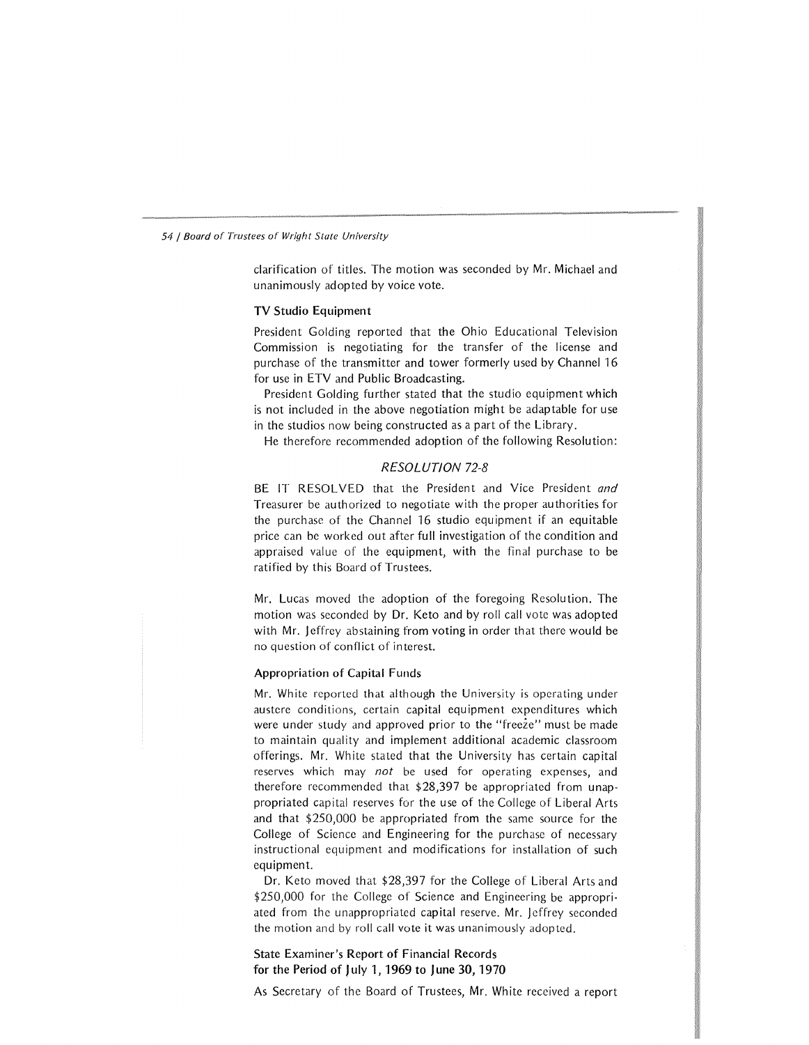clarification of titles. The motion was seconded by Mr. Michael and unanimously adopted by voice vote.

### TV Studio Equipment

President Golding reported that the Ohio Educational Television Commission is negotiating for the transfer of the license and purchase of the transmitter and tower formerly used by Channel 16 for use in ETV and Public Broadcasting.

President Golding further stated that the studio equipment which is not included in the above negotiation might be adaptable for use in the studios now being constructed as a part of the Library.

He therefore recommended adoption of the following Resolution:

*RESOLUTION 72-8*

BE IT RESOLVED that the President and Vice President *and* Treasurer be authorized to negotiate with the proper authorities for the purchase of the Channel 16 studio equipment if an equitable price can be worked out after full investigation of the condition and appraised value of the equipment, with the final purchase to be ratified by this Board of Trustees.

Mr. Lucas moved the adoption of the foregoing Resolution. The motion was seconded by Dr. Keto and by roll call vote was adopted with Mr. Jeffrey abstaining from voting in order that there would be no question of conflict of interest.

### Appropriation of Capital Funds

Mr. White reported that although the University is operating under austere conditions, certain capital equipment expenditures which were under study and approved prior to the "freeze" must be made to maintain quality and implement additional academic classroom offerings. Mr. White stated that the University has certain capital reserves which may *not* be used for operating expenses, and therefore recommended that $28,397 be appropriated from unappropriated capital reserves for the use of the College of Liberal Arts and that $250,000 be appropriated from the same source for the College of Science and Engineering for the purchase of necessary instructional equipment and modifications for installation of such equipment.

Dr. Keto moved that $28,397 for the College of Liberal Arts and $250,000 for the College of Science and Engineering be appropriated from the unappropriated capital reserve. Mr. Jeffrey seconded the motion and by roll call vote it was unanimously adopted.

### State Examiner's Report of Financial Records for the Period of July 1, 1969 to June 30, 1970

As Secretary of the Board of Trustees, Mr. White received a report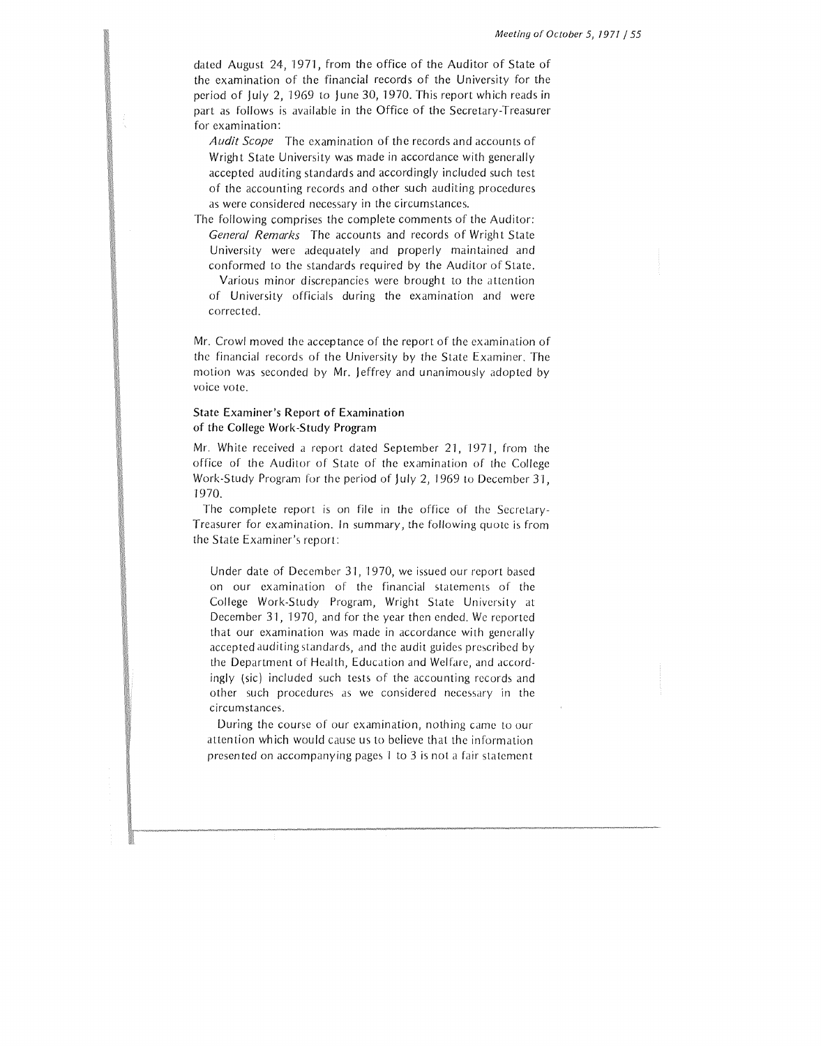dated August 24, 1971, from the office of the Auditor of State of the examination of the financial records of the University for the period of July 2, 1969 to June 30, 1970. This report which reads in part as follows is available in the Office of the Secretary-Treasurer for examination:

> *Audit Scope* The examination of the records and accounts of Wright State University was made in accordance with generally accepted auditing standards and accordingly included such test of the accounting records and other such auditing procedures as were considered necessary in the circumstances.

The following comprises the complete comments of the Auditor:

> *General Remarks* The accounts and records of Wright State University were adequately and properly maintained and conformed to the standards required by the Auditor of State.
>
> Various minor discrepancies were brought to the attention of University officials during the examination and were corrected.

Mr. Crowl moved the acceptance of the report of the examination of the financial records of the University by the State Examiner. The motion was seconded by Mr. Jeffrey and unanimously adopted by voice vote.

### State Examiner's Report of Examination of the College Work-Study Program

Mr. White received a report dated September 21, 1971, from the office of the Auditor of State of the examination of the College Work-Study Program for the period of July 2, 1969 to December 31, 1970.

The complete report is on file in the office of the Secretary-Treasurer for examination. In summary, the following quote is from the State Examiner's report:

> Under date of December 31, 1970, we issued our report based on our examination of the financial statements of the College Work-Study Program, Wright State University at December 31, 1970, and for the year then ended. We reported that our examination was made in accordance with generally accepted auditing standards, and the audit guides prescribed by the Department of Health, Education and Welfare, and accordingly (sic) included such tests of the accounting records and other such procedures as we considered necessary in the circumstances.
>
> During the course of our examination, nothing came to our attention which would cause us to believe that the information presented on accompanying pages 1 to 3 is not a fair statement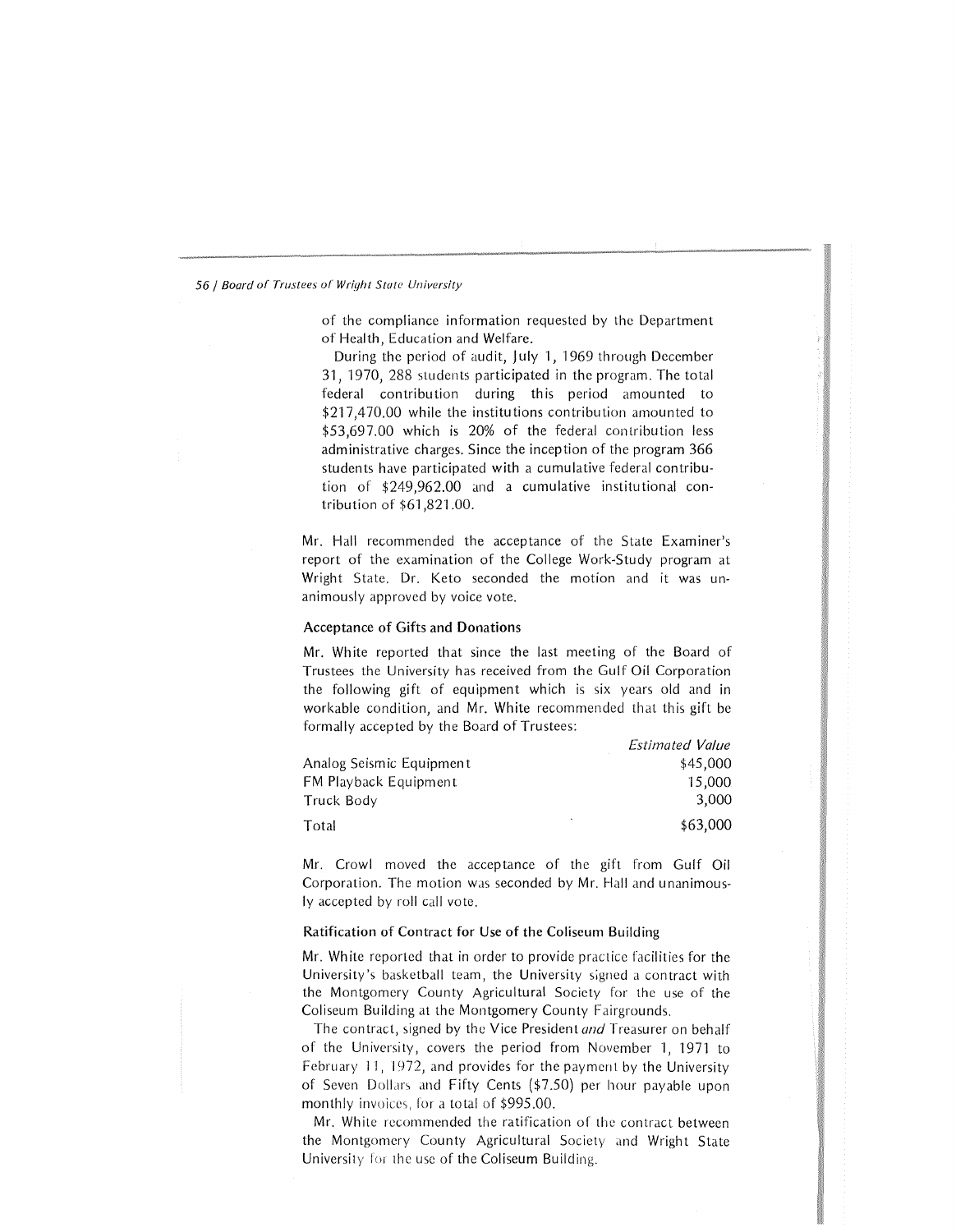of the compliance information requested by the Department of Health, Education and Welfare.

During the period of audit, July 1, 1969 through December 31, 1970, 288 students participated in the program. The total federal contribution during this period amounted to $217,470.00 while the institutions contribution amounted to $53,697.00 which is 20% of the federal contribution less administrative charges. Since the inception of the program 366 students have participated with a cumulative federal contribution of $249,962.00 and a cumulative institutional contribution of $61,821.00.

Mr. Hall recommended the acceptance of the State Examiner's report of the examination of the College Work-Study program at Wright State. Dr. Keto seconded the motion and it was unanimously approved by voice vote.

### Acceptance of Gifts and Donations

Mr. White reported that since the last meeting of the Board of Trustees the University has received from the Gulf Oil Corporation the following gift of equipment which is six years old and in workable condition, and Mr. White recommended that this gift be formally accepted by the Board of Trustees:

| | *Estimated Value* |
|---|---:|
| Analog Seismic Equipment | $45,000 |
| FM Playback Equipment | 15,000 |
| Truck Body | 3,000 |
| Total | $63,000 |

Mr. Crowl moved the acceptance of the gift from Gulf Oil Corporation. The motion was seconded by Mr. Hall and unanimously accepted by roll call vote.

### Ratification of Contract for Use of the Coliseum Building

Mr. White reported that in order to provide practice facilities for the University's basketball team, the University signed a contract with the Montgomery County Agricultural Society for the use of the Coliseum Building at the Montgomery County Fairgrounds.

The contract, signed by the Vice President *and* Treasurer on behalf of the University, covers the period from November 1, 1971 to February 11, 1972, and provides for the payment by the University of Seven Dollars and Fifty Cents ($7.50) per hour payable upon monthly invoices, for a total of $995.00.

Mr. White recommended the ratification of the contract between the Montgomery County Agricultural Society and Wright State University for the use of the Coliseum Building.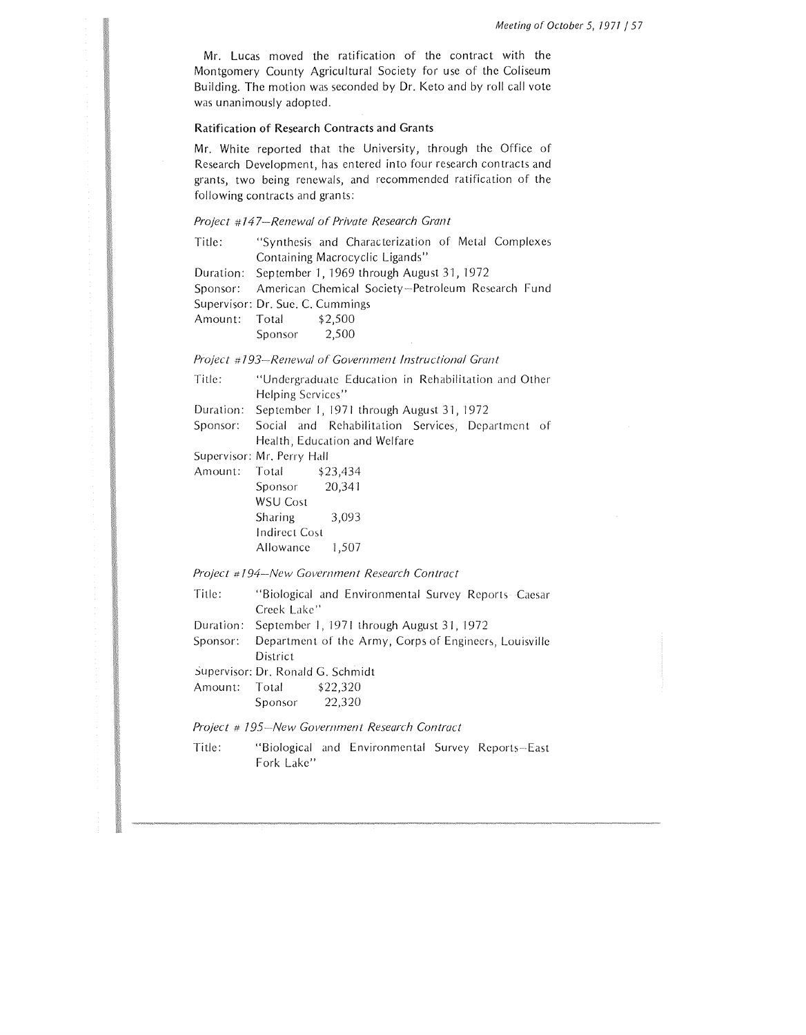Mr. Lucas moved the ratification of the contract with the Montgomery County Agricultural Society for use of the Coliseum Building. The motion was seconded by Dr. Keto and by roll call vote was unanimously adopted.

### Ratification of Research Contracts and Grants

Mr. White reported that the University, through the Office of Research Development, has entered into four research contracts and grants, two being renewals, and recommended ratification of the following contracts and grants:

*Project #147–Renewal of Private Research Grant*

Title: "Synthesis and Characterization of Metal Complexes Containing Macrocyclic Ligands"
Duration: September 1, 1969 through August 31, 1972
Sponsor: American Chemical Society–Petroleum Research Fund
Supervisor: Dr. Sue. C. Cummings
Amount: Total $2,500
Sponsor 2,500

*Project #193–Renewal of Government Instructional Grant*

Title: "Undergraduate Education in Rehabilitation and Other Helping Services"
Duration: September 1, 1971 through August 31, 1972
Sponsor: Social and Rehabilitation Services, Department of Health, Education and Welfare
Supervisor: Mr. Perry Hall
Amount: Total $23,434
Sponsor 20,341
WSU Cost Sharing 3,093
Indirect Cost Allowance 1,507

*Project #194–New Government Research Contract*

Title: "Biological and Environmental Survey Reports Caesar Creek Lake"
Duration: September 1, 1971 through August 31, 1972
Sponsor: Department of the Army, Corps of Engineers, Louisville District
Supervisor: Dr. Ronald G. Schmidt
Amount: Total $22,320
Sponsor 22,320

*Project # 195–New Government Research Contract*

Title: "Biological and Environmental Survey Reports–East Fork Lake"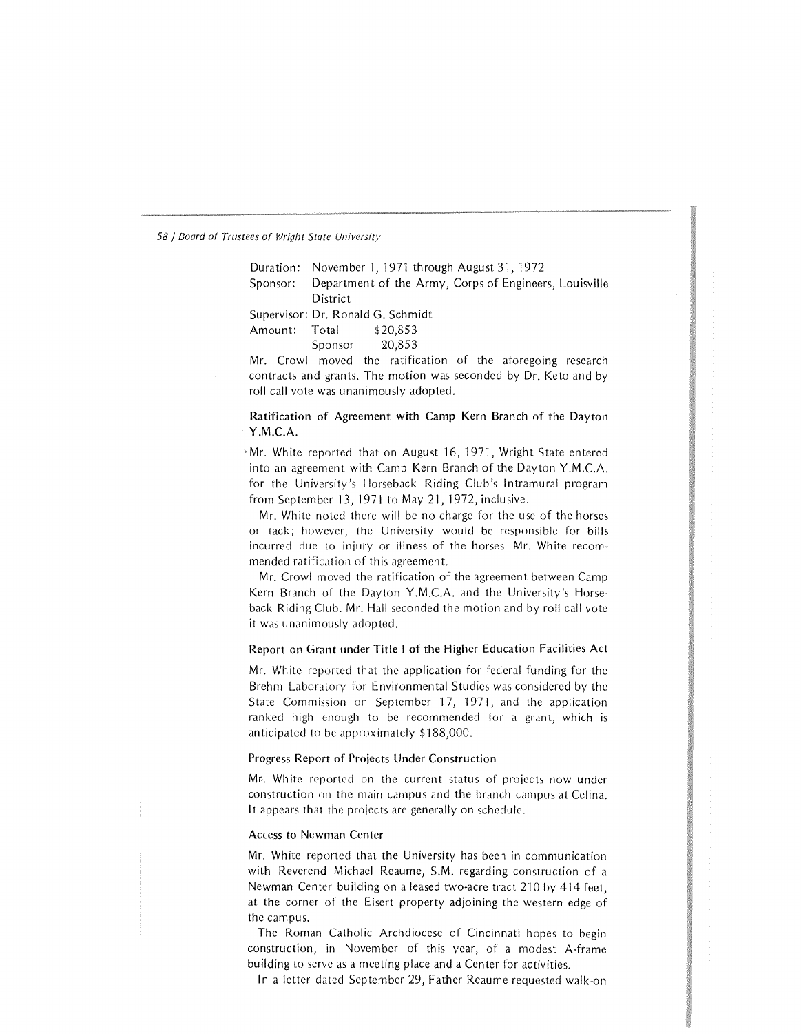Duration: November 1, 1971 through August 31, 1972
Sponsor: Department of the Army, Corps of Engineers, Louisville District
Supervisor: Dr. Ronald G. Schmidt
Amount: Total $20,853
Sponsor 20,853

Mr. Crowl moved the ratification of the aforegoing research contracts and grants. The motion was seconded by Dr. Keto and by roll call vote was unanimously adopted.

### Ratification of Agreement with Camp Kern Branch of the Dayton Y.M.C.A.

Mr. White reported that on August 16, 1971, Wright State entered into an agreement with Camp Kern Branch of the Dayton Y.M.C.A. for the University's Horseback Riding Club's Intramural program from September 13, 1971 to May 21, 1972, inclusive.

Mr. White noted there will be no charge for the use of the horses or tack; however, the University would be responsible for bills incurred due to injury or illness of the horses. Mr. White recommended ratification of this agreement.

Mr. Crowl moved the ratification of the agreement between Camp Kern Branch of the Dayton Y.M.C.A. and the University's Horseback Riding Club. Mr. Hall seconded the motion and by roll call vote it was unanimously adopted.

### Report on Grant under Title I of the Higher Education Facilities Act

Mr. White reported that the application for federal funding for the Brehm Laboratory for Environmental Studies was considered by the State Commission on September 17, 1971, and the application ranked high enough to be recommended for a grant, which is anticipated to be approximately $188,000.

### Progress Report of Projects Under Construction

Mr. White reported on the current status of projects now under construction on the main campus and the branch campus at Celina. It appears that the projects are generally on schedule.

### Access to Newman Center

Mr. White reported that the University has been in communication with Reverend Michael Reaume, S.M. regarding construction of a Newman Center building on a leased two-acre tract 210 by 414 feet, at the corner of the Eisert property adjoining the western edge of the campus.

The Roman Catholic Archdiocese of Cincinnati hopes to begin construction, in November of this year, of a modest A-frame building to serve as a meeting place and a Center for activities.

In a letter dated September 29, Father Reaume requested walk-on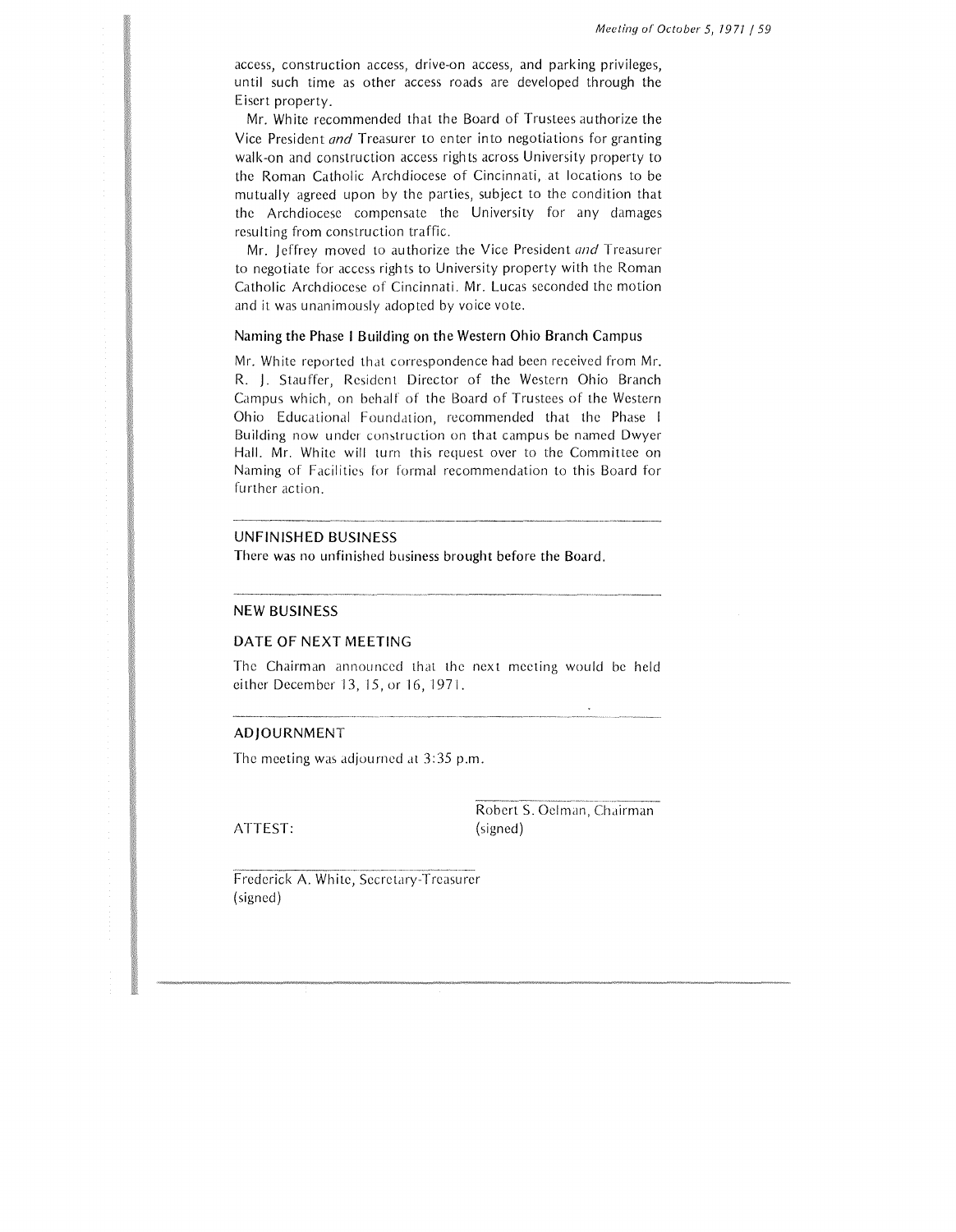access, construction access, drive-on access, and parking privileges, until such time as other access roads are developed through the Eisert property.

Mr. White recommended that the Board of Trustees authorize the Vice President *and* Treasurer to enter into negotiations for granting walk-on and construction access rights across University property to the Roman Catholic Archdiocese of Cincinnati, at locations to be mutually agreed upon by the parties, subject to the condition that the Archdiocese compensate the University for any damages resulting from construction traffic.

Mr. Jeffrey moved to authorize the Vice President *and* Treasurer to negotiate for access rights to University property with the Roman Catholic Archdiocese of Cincinnati. Mr. Lucas seconded the motion and it was unanimously adopted by voice vote.

### Naming the Phase I Building on the Western Ohio Branch Campus

Mr. White reported that correspondence had been received from Mr. R. J. Stauffer, Resident Director of the Western Ohio Branch Campus which, on behalf of the Board of Trustees of the Western Ohio Educational Foundation, recommended that the Phase I Building now under construction on that campus be named Dwyer Hall. Mr. White will turn this request over to the Committee on Naming of Facilities for formal recommendation to this Board for further action.

---

## UNFINISHED BUSINESS

There was no unfinished business brought before the Board.

---

## NEW BUSINESS

## DATE OF NEXT MEETING

The Chairman announced that the next meeting would be held either December 13, 15, or 16, 1971.

---

## ADJOURNMENT

The meeting was adjourned at 3:35 p.m.

Robert S. Oelman, Chairman
(signed)

ATTEST:

Frederick A. White, Secretary-Treasurer
(signed)